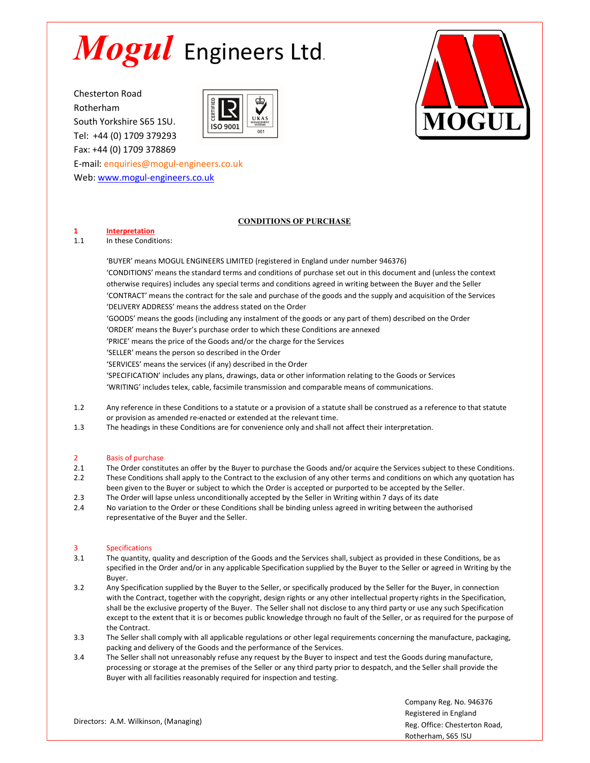# *Mogul* Engineers Ltd.

Chesterton Road
Rotherham
South Yorkshire S65 1SU.
Tel: +44 (0) 1709 379293
Fax: +44 (0) 1709 378869
E-mail: enquiries@mogul-engineers.co.uk
Web: www.mogul-engineers.co.uk

## CONDITIONS OF PURCHASE

### 1 Interpretation

1.1 In these Conditions:

'BUYER' means MOGUL ENGINEERS LIMITED (registered in England under number 946376)
'CONDITIONS' means the standard terms and conditions of purchase set out in this document and (unless the context otherwise requires) includes any special terms and conditions agreed in writing between the Buyer and the Seller
'CONTRACT' means the contract for the sale and purchase of the goods and the supply and acquisition of the Services
'DELIVERY ADDRESS' means the address stated on the Order
'GOODS' means the goods (including any instalment of the goods or any part of them) described on the Order
'ORDER' means the Buyer's purchase order to which these Conditions are annexed
'PRICE' means the price of the Goods and/or the charge for the Services
'SELLER' means the person so described in the Order
'SERVICES' means the services (if any) described in the Order
'SPECIFICATION' includes any plans, drawings, data or other information relating to the Goods or Services
'WRITING' includes telex, cable, facsimile transmission and comparable means of communications.

1.2 Any reference in these Conditions to a statute or a provision of a statute shall be construed as a reference to that statute or provision as amended re-enacted or extended at the relevant time.

1.3 The headings in these Conditions are for convenience only and shall not affect their interpretation.

### 2 Basis of purchase

2.1 The Order constitutes an offer by the Buyer to purchase the Goods and/or acquire the Services subject to these Conditions.

2.2 These Conditions shall apply to the Contract to the exclusion of any other terms and conditions on which any quotation has been given to the Buyer or subject to which the Order is accepted or purported to be accepted by the Seller.

2.3 The Order will lapse unless unconditionally accepted by the Seller in Writing within 7 days of its date

2.4 No variation to the Order or these Conditions shall be binding unless agreed in writing between the authorised representative of the Buyer and the Seller.

### 3 Specifications

3.1 The quantity, quality and description of the Goods and the Services shall, subject as provided in these Conditions, be as specified in the Order and/or in any applicable Specification supplied by the Buyer to the Seller or agreed in Writing by the Buyer.

3.2 Any Specification supplied by the Buyer to the Seller, or specifically produced by the Seller for the Buyer, in connection with the Contract, together with the copyright, design rights or any other intellectual property rights in the Specification, shall be the exclusive property of the Buyer. The Seller shall not disclose to any third party or use any such Specification except to the extent that it is or becomes public knowledge through no fault of the Seller, or as required for the purpose of the Contract.

3.3 The Seller shall comply with all applicable regulations or other legal requirements concerning the manufacture, packaging, packing and delivery of the Goods and the performance of the Services.

3.4 The Seller shall not unreasonably refuse any request by the Buyer to inspect and test the Goods during manufacture, processing or storage at the premises of the Seller or any third party prior to despatch, and the Seller shall provide the Buyer with all facilities reasonably required for inspection and testing.

Directors: A.M. Wilkinson, (Managing)

Company Reg. No. 946376
Registered in England
Reg. Office: Chesterton Road, Rotherham, S65 !SU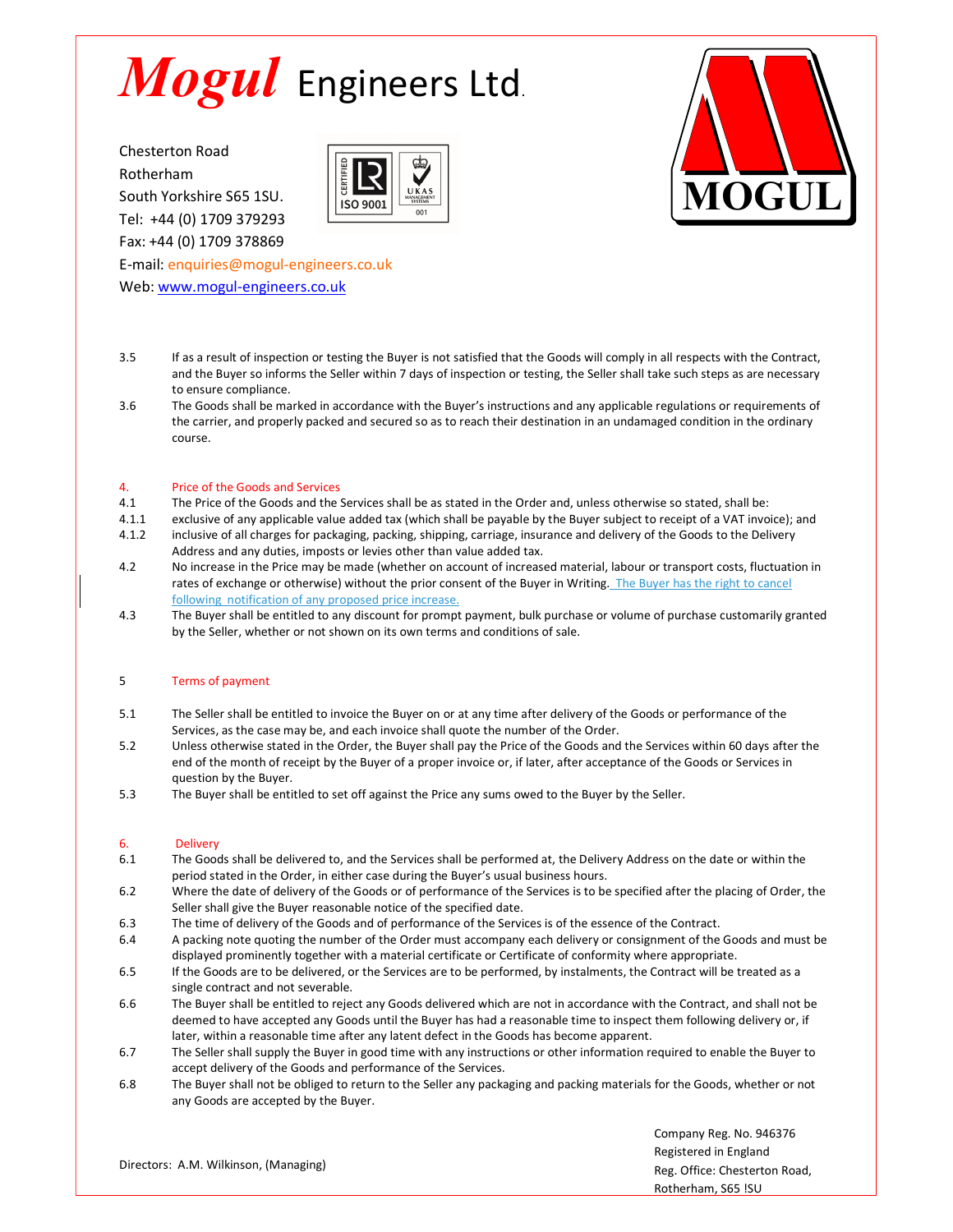# *Mogul* Engineers Ltd.

Chesterton Road
Rotherham
South Yorkshire S65 1SU.
Tel: +44 (0) 1709 379293
Fax: +44 (0) 1709 378869
E-mail: enquiries@mogul-engineers.co.uk
Web: www.mogul-engineers.co.uk

3.5 If as a result of inspection or testing the Buyer is not satisfied that the Goods will comply in all respects with the Contract, and the Buyer so informs the Seller within 7 days of inspection or testing, the Seller shall take such steps as are necessary to ensure compliance.

3.6 The Goods shall be marked in accordance with the Buyer's instructions and any applicable regulations or requirements of the carrier, and properly packed and secured so as to reach their destination in an undamaged condition in the ordinary course.

## 4. Price of the Goods and Services

4.1 The Price of the Goods and the Services shall be as stated in the Order and, unless otherwise so stated, shall be:

4.1.1 exclusive of any applicable value added tax (which shall be payable by the Buyer subject to receipt of a VAT invoice); and

4.1.2 inclusive of all charges for packaging, packing, shipping, carriage, insurance and delivery of the Goods to the Delivery Address and any duties, imposts or levies other than value added tax.

4.2 No increase in the Price may be made (whether on account of increased material, labour or transport costs, fluctuation in rates of exchange or otherwise) without the prior consent of the Buyer in Writing. The Buyer has the right to cancel following notification of any proposed price increase.

4.3 The Buyer shall be entitled to any discount for prompt payment, bulk purchase or volume of purchase customarily granted by the Seller, whether or not shown on its own terms and conditions of sale.

## 5 Terms of payment

5.1 The Seller shall be entitled to invoice the Buyer on or at any time after delivery of the Goods or performance of the Services, as the case may be, and each invoice shall quote the number of the Order.

5.2 Unless otherwise stated in the Order, the Buyer shall pay the Price of the Goods and the Services within 60 days after the end of the month of receipt by the Buyer of a proper invoice or, if later, after acceptance of the Goods or Services in question by the Buyer.

5.3 The Buyer shall be entitled to set off against the Price any sums owed to the Buyer by the Seller.

## 6. Delivery

6.1 The Goods shall be delivered to, and the Services shall be performed at, the Delivery Address on the date or within the period stated in the Order, in either case during the Buyer's usual business hours.

6.2 Where the date of delivery of the Goods or of performance of the Services is to be specified after the placing of Order, the Seller shall give the Buyer reasonable notice of the specified date.

6.3 The time of delivery of the Goods and of performance of the Services is of the essence of the Contract.

6.4 A packing note quoting the number of the Order must accompany each delivery or consignment of the Goods and must be displayed prominently together with a material certificate or Certificate of conformity where appropriate.

6.5 If the Goods are to be delivered, or the Services are to be performed, by instalments, the Contract will be treated as a single contract and not severable.

6.6 The Buyer shall be entitled to reject any Goods delivered which are not in accordance with the Contract, and shall not be deemed to have accepted any Goods until the Buyer has had a reasonable time to inspect them following delivery or, if later, within a reasonable time after any latent defect in the Goods has become apparent.

6.7 The Seller shall supply the Buyer in good time with any instructions or other information required to enable the Buyer to accept delivery of the Goods and performance of the Services.

6.8 The Buyer shall not be obliged to return to the Seller any packaging and packing materials for the Goods, whether or not any Goods are accepted by the Buyer.

Directors: A.M. Wilkinson, (Managing)

Company Reg. No. 946376
Registered in England
Reg. Office: Chesterton Road,
Rotherham, S65 !SU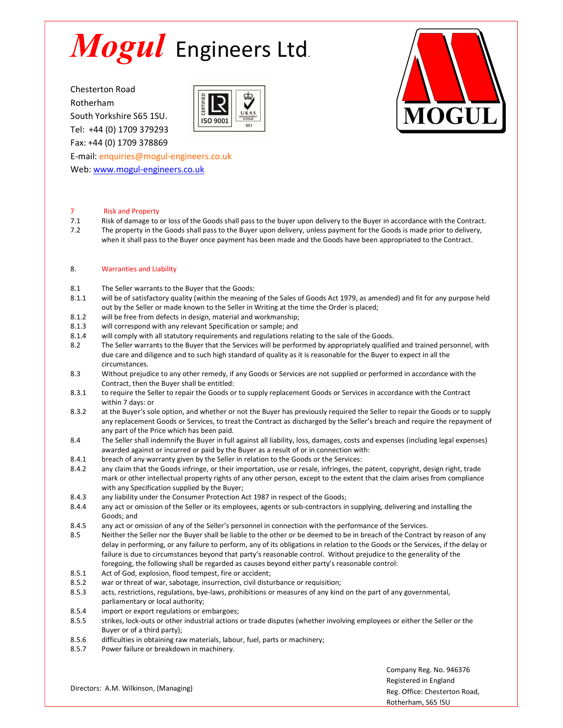# *Mogul* Engineers Ltd.

Chesterton Road
Rotherham
South Yorkshire S65 1SU.
Tel: +44 (0) 1709 379293
Fax: +44 (0) 1709 378869
E-mail: enquiries@mogul-engineers.co.uk
Web: www.mogul-engineers.co.uk

## 7 Risk and Property

7.1 Risk of damage to or loss of the Goods shall pass to the buyer upon delivery to the Buyer in accordance with the Contract.

7.2 The property in the Goods shall pass to the Buyer upon delivery, unless payment for the Goods is made prior to delivery, when it shall pass to the Buyer once payment has been made and the Goods have been appropriated to the Contract.

## 8. Warranties and Liability

8.1 The Seller warrants to the Buyer that the Goods:

8.1.1 will be of satisfactory quality (within the meaning of the Sales of Goods Act 1979, as amended) and fit for any purpose held out by the Seller or made known to the Seller in Writing at the time the Order is placed;

8.1.2 will be free from defects in design, material and workmanship;

8.1.3 will correspond with any relevant Specification or sample; and

8.1.4 will comply with all statutory requirements and regulations relating to the sale of the Goods.

8.2 The Seller warrants to the Buyer that the Services will be performed by appropriately qualified and trained personnel, with due care and diligence and to such high standard of quality as it is reasonable for the Buyer to expect in all the circumstances.

8.3 Without prejudice to any other remedy, if any Goods or Services are not supplied or performed in accordance with the Contract, then the Buyer shall be entitled:

8.3.1 to require the Seller to repair the Goods or to supply replacement Goods or Services in accordance with the Contract within 7 days: or

8.3.2 at the Buyer's sole option, and whether or not the Buyer has previously required the Seller to repair the Goods or to supply any replacement Goods or Services, to treat the Contract as discharged by the Seller's breach and require the repayment of any part of the Price which has been paid.

8.4 The Seller shall indemnify the Buyer in full against all liability, loss, damages, costs and expenses (including legal expenses) awarded against or incurred or paid by the Buyer as a result of or in connection with:

8.4.1 breach of any warranty given by the Seller in relation to the Goods or the Services:

8.4.2 any claim that the Goods infringe, or their importation, use or resale, infringes, the patent, copyright, design right, trade mark or other intellectual property rights of any other person, except to the extent that the claim arises from compliance with any Specification supplied by the Buyer;

8.4.3 any liability under the Consumer Protection Act 1987 in respect of the Goods;

8.4.4 any act or omission of the Seller or its employees, agents or sub-contractors in supplying, delivering and installing the Goods; and

8.4.5 any act or omission of any of the Seller's personnel in connection with the performance of the Services.

8.5 Neither the Seller nor the Buyer shall be liable to the other or be deemed to be in breach of the Contract by reason of any delay in performing, or any failure to perform, any of its obligations in relation to the Goods or the Services, if the delay or failure is due to circumstances beyond that party's reasonable control. Without prejudice to the generality of the foregoing, the following shall be regarded as causes beyond either party's reasonable control:

8.5.1 Act of God, explosion, flood tempest, fire or accident;

8.5.2 war or threat of war, sabotage, insurrection, civil disturbance or requisition;

8.5.3 acts, restrictions, regulations, bye-laws, prohibitions or measures of any kind on the part of any governmental, parliamentary or local authority;

8.5.4 import or export regulations or embargoes;

8.5.5 strikes, lock-outs or other industrial actions or trade disputes (whether involving employees or either the Seller or the Buyer or of a third party);

8.5.6 difficulties in obtaining raw materials, labour, fuel, parts or machinery;

8.5.7 Power failure or breakdown in machinery.

Directors: A.M. Wilkinson, (Managing)

Company Reg. No. 946376
Registered in England
Reg. Office: Chesterton Road,
Rotherham, S65 !SU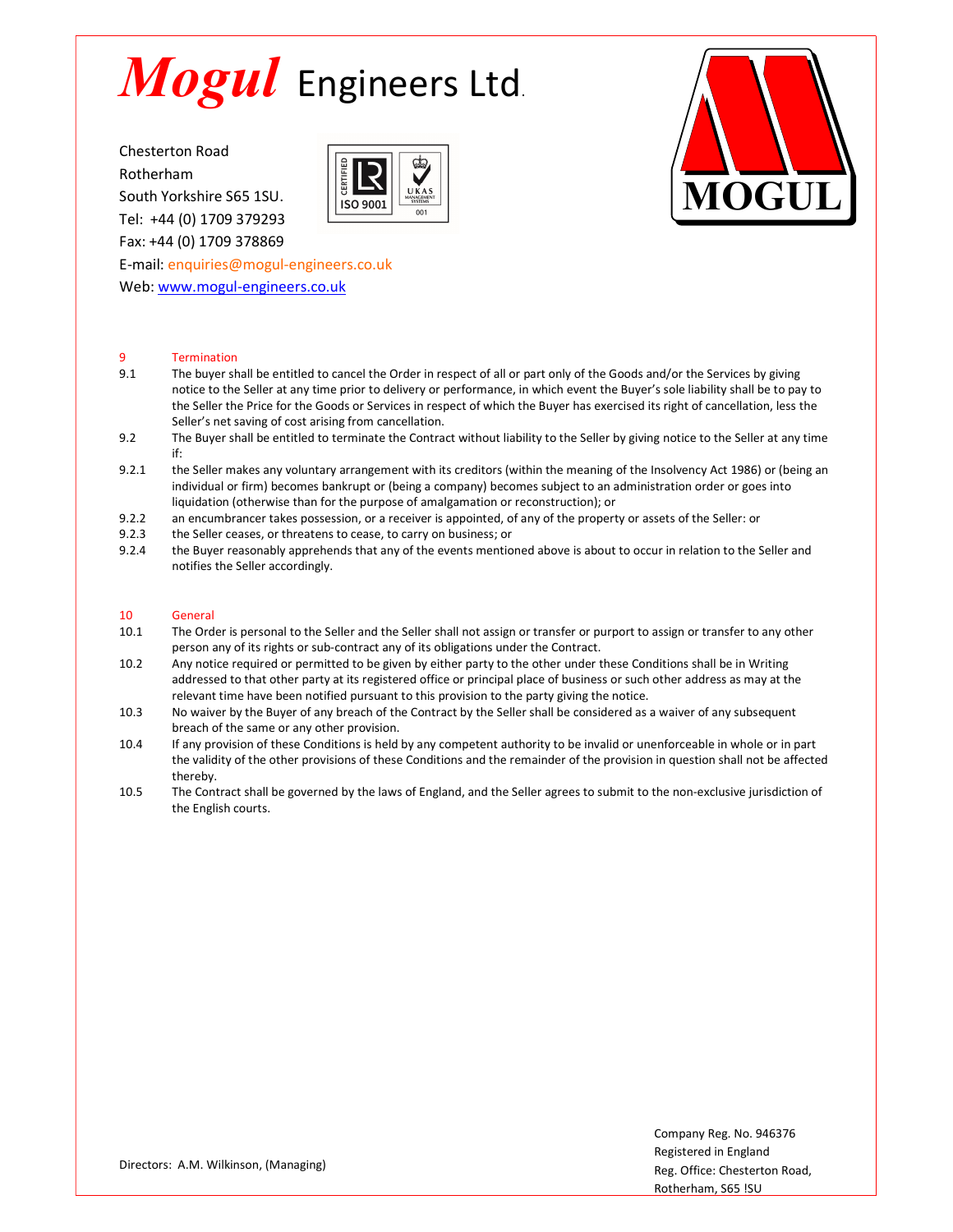# *Mogul* Engineers Ltd.

Chesterton Road
Rotherham
South Yorkshire S65 1SU.
Tel: +44 (0) 1709 379293
Fax: +44 (0) 1709 378869
E-mail: enquiries@mogul-engineers.co.uk
Web: www.mogul-engineers.co.uk

## 9 Termination

9.1 The buyer shall be entitled to cancel the Order in respect of all or part only of the Goods and/or the Services by giving notice to the Seller at any time prior to delivery or performance, in which event the Buyer's sole liability shall be to pay to the Seller the Price for the Goods or Services in respect of which the Buyer has exercised its right of cancellation, less the Seller's net saving of cost arising from cancellation.

9.2 The Buyer shall be entitled to terminate the Contract without liability to the Seller by giving notice to the Seller at any time if:

9.2.1 the Seller makes any voluntary arrangement with its creditors (within the meaning of the Insolvency Act 1986) or (being an individual or firm) becomes bankrupt or (being a company) becomes subject to an administration order or goes into liquidation (otherwise than for the purpose of amalgamation or reconstruction); or

9.2.2 an encumbrancer takes possession, or a receiver is appointed, of any of the property or assets of the Seller: or

9.2.3 the Seller ceases, or threatens to cease, to carry on business; or

9.2.4 the Buyer reasonably apprehends that any of the events mentioned above is about to occur in relation to the Seller and notifies the Seller accordingly.

## 10 General

10.1 The Order is personal to the Seller and the Seller shall not assign or transfer or purport to assign or transfer to any other person any of its rights or sub-contract any of its obligations under the Contract.

10.2 Any notice required or permitted to be given by either party to the other under these Conditions shall be in Writing addressed to that other party at its registered office or principal place of business or such other address as may at the relevant time have been notified pursuant to this provision to the party giving the notice.

10.3 No waiver by the Buyer of any breach of the Contract by the Seller shall be considered as a waiver of any subsequent breach of the same or any other provision.

10.4 If any provision of these Conditions is held by any competent authority to be invalid or unenforceable in whole or in part the validity of the other provisions of these Conditions and the remainder of the provision in question shall not be affected thereby.

10.5 The Contract shall be governed by the laws of England, and the Seller agrees to submit to the non-exclusive jurisdiction of the English courts.

Directors: A.M. Wilkinson, (Managing)

Company Reg. No. 946376
Registered in England
Reg. Office: Chesterton Road,
Rotherham, S65 !SU